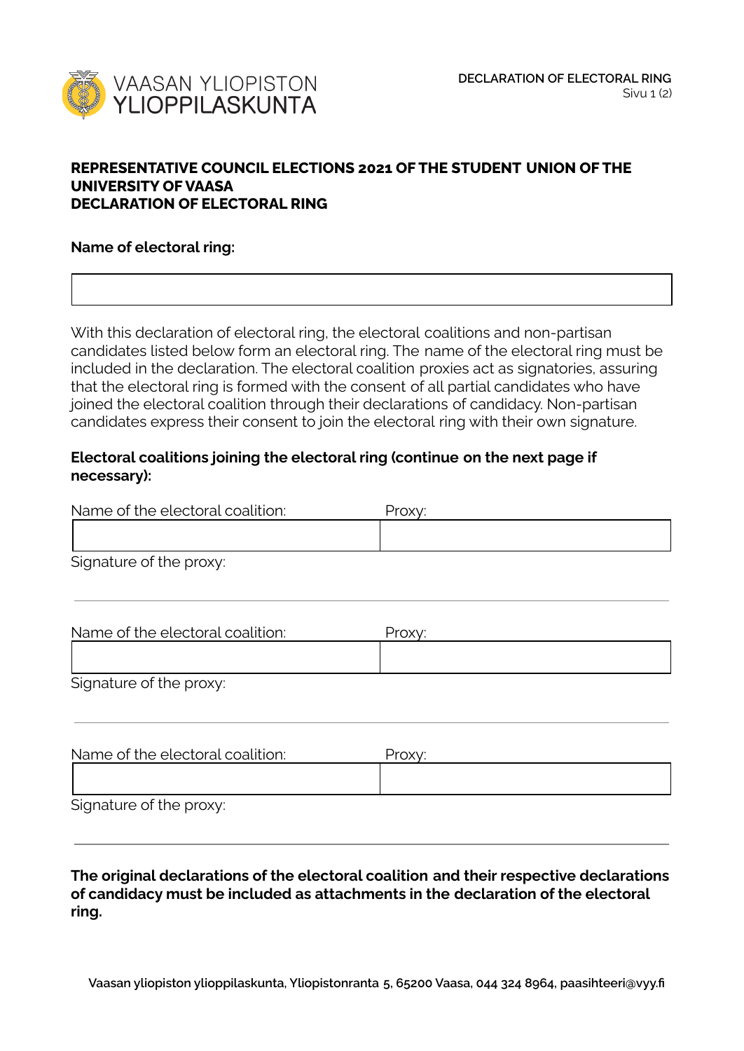VAASAN YLIOPISTON YLIOPPILASKUNTA

DECLARATION OF ELECTORAL RING

**REPRESENTATIVE COUNCIL ELECTIONS 2021 OF THE STUDENT UNION OF THE UNIVERSITY OF VAASA**
**DECLARATION OF ELECTORAL RING**

**Name of electoral ring:**

| |
|---|
| |

With this declaration of electoral ring, the electoral coalitions and non-partisan candidates listed below form an electoral ring. The name of the electoral ring must be included in the declaration. The electoral coalition proxies act as signatories, assuring that the electoral ring is formed with the consent of all partial candidates who have joined the electoral coalition through their declarations of candidacy. Non-partisan candidates express their consent to join the electoral ring with their own signature.

**Electoral coalitions joining the electoral ring (continue on the next page if necessary):**

| Name of the electoral coalition: | Proxy: |
|---|---|
| | |

Signature of the proxy:

---

| Name of the electoral coalition: | Proxy: |
|---|---|
| | |

Signature of the proxy:

---

| Name of the electoral coalition: | Proxy: |
|---|---|
| | |

Signature of the proxy:

---

**The original declarations of the electoral coalition and their respective declarations of candidacy must be included as attachments in the declaration of the electoral ring.**

Vaasan yliopiston ylioppilaskunta, Yliopistonranta 5, 65200 Vaasa, 044 324 8964, paasihteeri@vyy.fi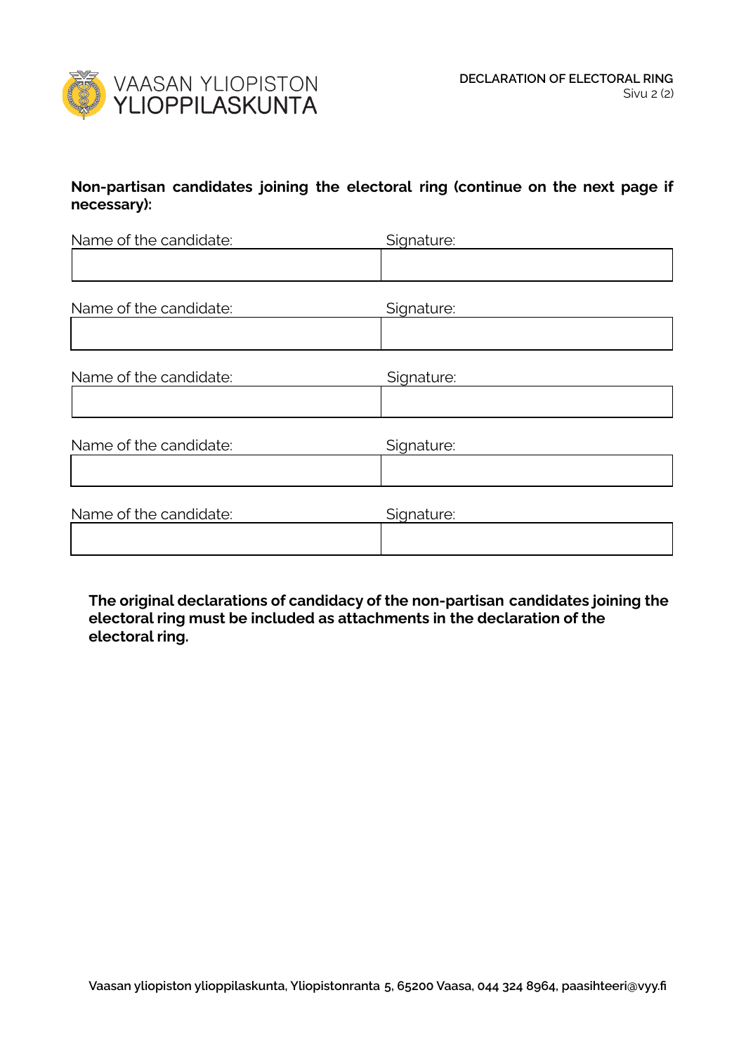**Non-partisan candidates joining the electoral ring (continue on the next page if necessary):**

| Name of the candidate: | Signature: |
| --- | --- |
| | |

| Name of the candidate: | Signature: |
| --- | --- |
| | |

| Name of the candidate: | Signature: |
| --- | --- |
| | |

| Name of the candidate: | Signature: |
| --- | --- |
| | |

| Name of the candidate: | Signature: |
| --- | --- |
| | |

**The original declarations of candidacy of the non-partisan candidates joining the electoral ring must be included as attachments in the declaration of the electoral ring.**